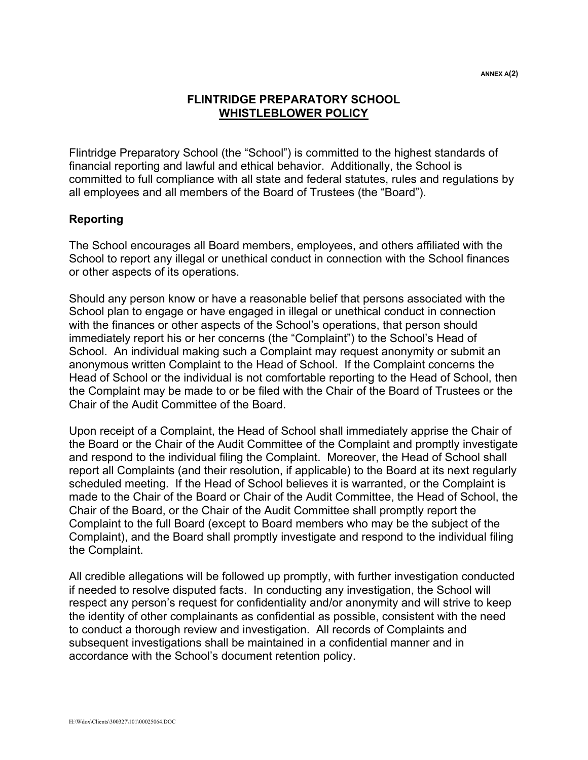ANNEX A(2)

# FLINTRIDGE PREPARATORY SCHOOL
## <u>WHISTLEBLOWER POLICY</u>

Flintridge Preparatory School (the "School") is committed to the highest standards of financial reporting and lawful and ethical behavior. Additionally, the School is committed to full compliance with all state and federal statutes, rules and regulations by all employees and all members of the Board of Trustees (the "Board").

### Reporting

The School encourages all Board members, employees, and others affiliated with the School to report any illegal or unethical conduct in connection with the School finances or other aspects of its operations.

Should any person know or have a reasonable belief that persons associated with the School plan to engage or have engaged in illegal or unethical conduct in connection with the finances or other aspects of the School's operations, that person should immediately report his or her concerns (the "Complaint") to the School's Head of School. An individual making such a Complaint may request anonymity or submit an anonymous written Complaint to the Head of School. If the Complaint concerns the Head of School or the individual is not comfortable reporting to the Head of School, then the Complaint may be made to or be filed with the Chair of the Board of Trustees or the Chair of the Audit Committee of the Board.

Upon receipt of a Complaint, the Head of School shall immediately apprise the Chair of the Board or the Chair of the Audit Committee of the Complaint and promptly investigate and respond to the individual filing the Complaint. Moreover, the Head of School shall report all Complaints (and their resolution, if applicable) to the Board at its next regularly scheduled meeting. If the Head of School believes it is warranted, or the Complaint is made to the Chair of the Board or Chair of the Audit Committee, the Head of School, the Chair of the Board, or the Chair of the Audit Committee shall promptly report the Complaint to the full Board (except to Board members who may be the subject of the Complaint), and the Board shall promptly investigate and respond to the individual filing the Complaint.

All credible allegations will be followed up promptly, with further investigation conducted if needed to resolve disputed facts. In conducting any investigation, the School will respect any person's request for confidentiality and/or anonymity and will strive to keep the identity of other complainants as confidential as possible, consistent with the need to conduct a thorough review and investigation. All records of Complaints and subsequent investigations shall be maintained in a confidential manner and in accordance with the School's document retention policy.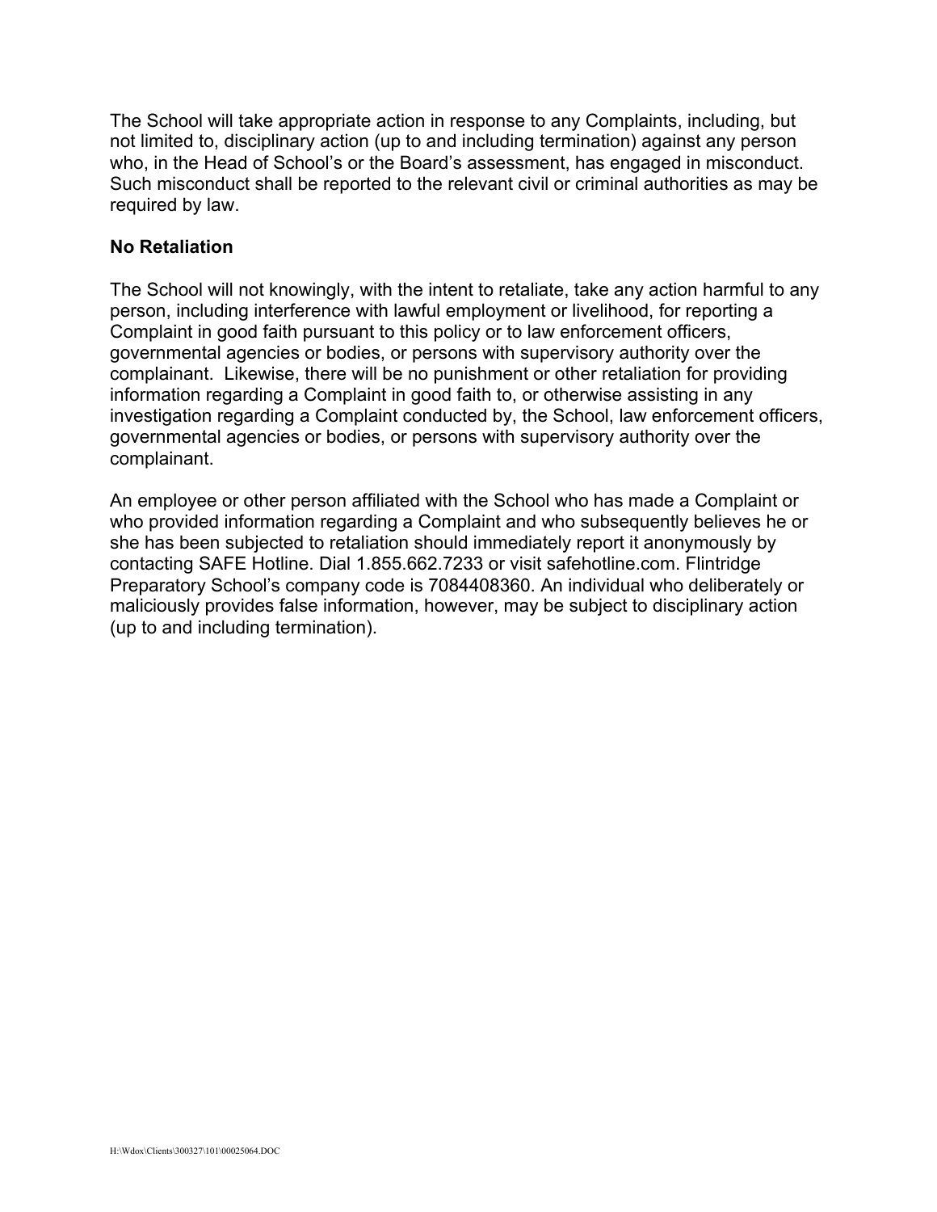The School will take appropriate action in response to any Complaints, including, but not limited to, disciplinary action (up to and including termination) against any person who, in the Head of School's or the Board's assessment, has engaged in misconduct. Such misconduct shall be reported to the relevant civil or criminal authorities as may be required by law.

**No Retaliation**

The School will not knowingly, with the intent to retaliate, take any action harmful to any person, including interference with lawful employment or livelihood, for reporting a Complaint in good faith pursuant to this policy or to law enforcement officers, governmental agencies or bodies, or persons with supervisory authority over the complainant. Likewise, there will be no punishment or other retaliation for providing information regarding a Complaint in good faith to, or otherwise assisting in any investigation regarding a Complaint conducted by, the School, law enforcement officers, governmental agencies or bodies, or persons with supervisory authority over the complainant.

An employee or other person affiliated with the School who has made a Complaint or who provided information regarding a Complaint and who subsequently believes he or she has been subjected to retaliation should immediately report it anonymously by contacting SAFE Hotline. Dial 1.855.662.7233 or visit safehotline.com. Flintridge Preparatory School's company code is 7084408360. An individual who deliberately or maliciously provides false information, however, may be subject to disciplinary action (up to and including termination).

H:\Wdox\Clients\300327\101\00025064.DOC